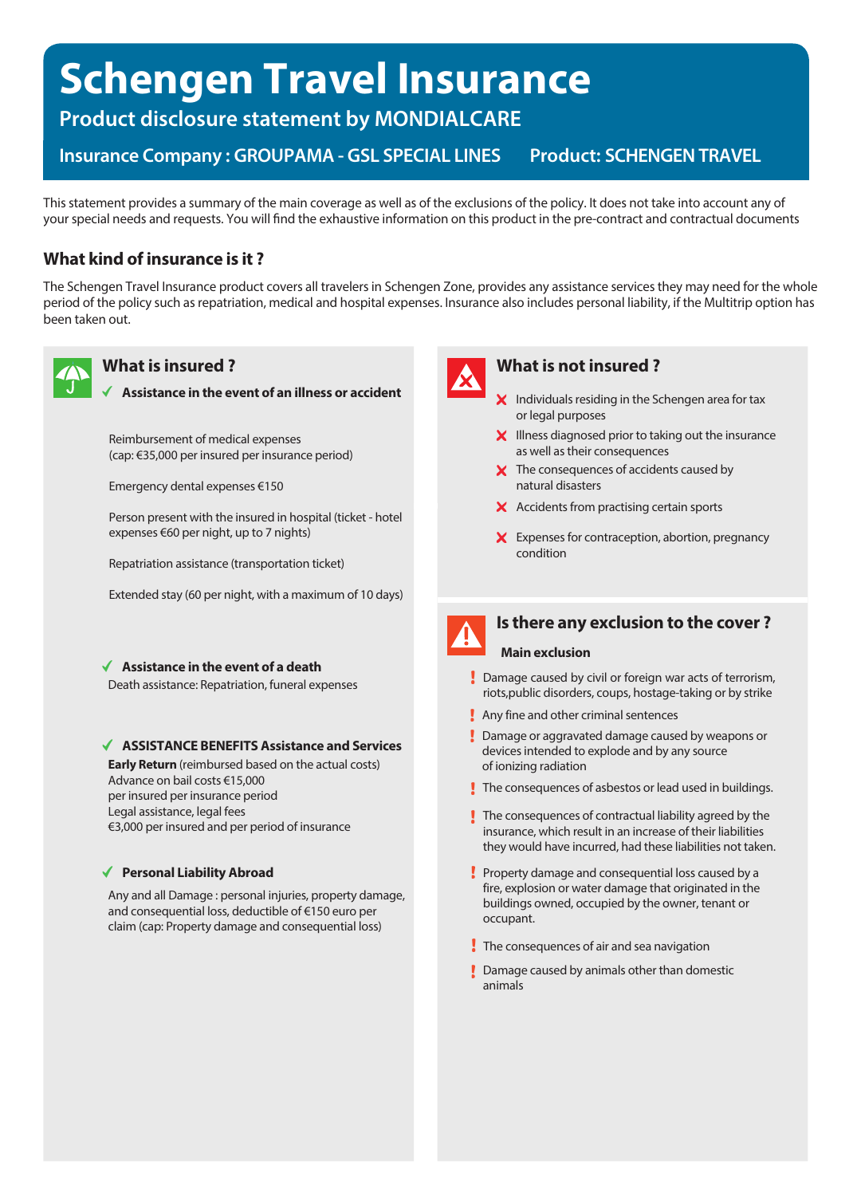# Schengen Travel Insurance

## Product disclosure statement by MONDIALCARE

**Insurance Company : GROUPAMA - GSL SPECIAL LINES** **Product: SCHENGEN TRAVEL**

This statement provides a summary of the main coverage as well as of the exclusions of the policy. It does not take into account any of your special needs and requests. You will find the exhaustive information on this product in the pre-contract and contractual documents

### What kind of insurance is it ?

The Schengen Travel Insurance product covers all travelers in Schengen Zone, provides any assistance services they may need for the whole period of the policy such as repatriation, medical and hospital expenses. Insurance also includes personal liability, if the Multitrip option has been taken out.

### What is insured ?

✓ **Assistance in the event of an illness or accident**

Reimbursement of medical expenses
(cap: €35,000 per insured per insurance period)

Emergency dental expenses €150

Person present with the insured in hospital (ticket - hotel expenses €60 per night, up to 7 nights)

Repatriation assistance (transportation ticket)

Extended stay (60 per night, with a maximum of 10 days)

✓ **Assistance in the event of a death**

Death assistance: Repatriation, funeral expenses

✓ **ASSISTANCE BENEFITS Assistance and Services**

**Early Return** (reimbursed based on the actual costs)
Advance on bail costs €15,000
per insured per insurance period
Legal assistance, legal fees
€3,000 per insured and per period of insurance

✓ **Personal Liability Abroad**

Any and all Damage : personal injuries, property damage, and consequential loss, deductible of €150 euro per claim (cap: Property damage and consequential loss)

### What is not insured ?

- ✗ Individuals residing in the Schengen area for tax or legal purposes
- ✗ Illness diagnosed prior to taking out the insurance as well as their consequences
- ✗ The consequences of accidents caused by natural disasters
- ✗ Accidents from practising certain sports
- ✗ Expenses for contraception, abortion, pregnancy condition

### Is there any exclusion to the cover ?

**Main exclusion**

- ! Damage caused by civil or foreign war acts of terrorism, riots,public disorders, coups, hostage-taking or by strike
- ! Any fine and other criminal sentences
- ! Damage or aggravated damage caused by weapons or devices intended to explode and by any source of ionizing radiation
- ! The consequences of asbestos or lead used in buildings.
- ! The consequences of contractual liability agreed by the insurance, which result in an increase of their liabilities they would have incurred, had these liabilities not taken.
- ! Property damage and consequential loss caused by a fire, explosion or water damage that originated in the buildings owned, occupied by the owner, tenant or occupant.
- ! The consequences of air and sea navigation
- ! Damage caused by animals other than domestic animals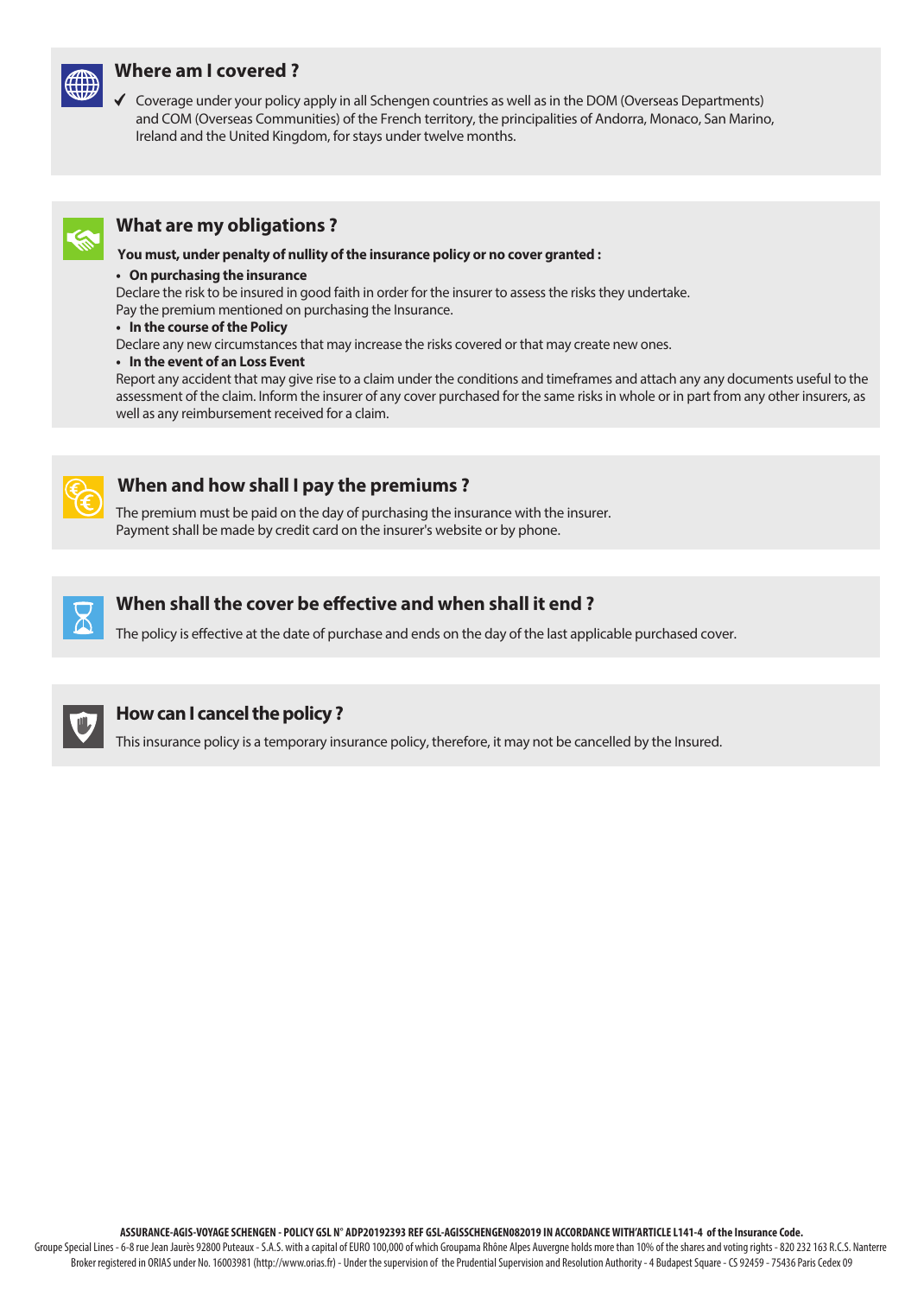## Where am I covered ?

- ✔ Coverage under your policy apply in all Schengen countries as well as in the DOM (Overseas Departments) and COM (Overseas Communities) of the French territory, the principalities of Andorra, Monaco, San Marino, Ireland and the United Kingdom, for stays under twelve months.

## What are my obligations ?

**You must, under penalty of nullity of the insurance policy or no cover granted :**

- **On purchasing the insurance**

Declare the risk to be insured in good faith in order for the insurer to assess the risks they undertake.
Pay the premium mentioned on purchasing the Insurance.

- **In the course of the Policy**

Declare any new circumstances that may increase the risks covered or that may create new ones.

- **In the event of an Loss Event**

Report any accident that may give rise to a claim under the conditions and timeframes and attach any any documents useful to the assessment of the claim. Inform the insurer of any cover purchased for the same risks in whole or in part from any other insurers, as well as any reimbursement received for a claim.

## When and how shall I pay the premiums ?

The premium must be paid on the day of purchasing the insurance with the insurer.
Payment shall be made by credit card on the insurer's website or by phone.

## When shall the cover be effective and when shall it end ?

The policy is effective at the date of purchase and ends on the day of the last applicable purchased cover.

## How can I cancel the policy ?

This insurance policy is a temporary insurance policy, therefore, it may not be cancelled by the Insured.

**ASSURANCE-AGIS-VOYAGE SCHENGEN - POLICY GSL N° ADP20192393 REF GSL-AGISSCHENGEN082019 IN ACCORDANCE WITH'ARTICLE L141-4 of the Insurance Code.**

Groupe Special Lines - 6-8 rue Jean Jaurès 92800 Puteaux - S.A.S. with a capital of EURO 100,000 of which Groupama Rhône Alpes Auvergne holds more than 10% of the shares and voting rights - 820 232 163 R.C.S. Nanterre Broker registered in ORIAS under No. 16003981 (http://www.orias.fr) - Under the supervision of the Prudential Supervision and Resolution Authority - 4 Budapest Square - CS 92459 - 75436 Paris Cedex 09